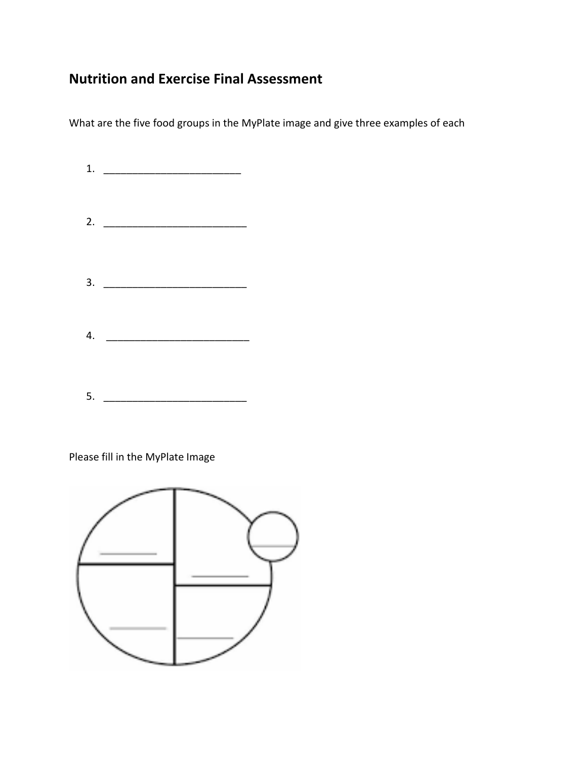## Nutrition and Exercise Final Assessment

What are the five food groups in the MyPlate image and give three examples of each

1. ________________________

2. _________________________

3. _________________________

4. _________________________

5. _________________________

Please fill in the MyPlate Image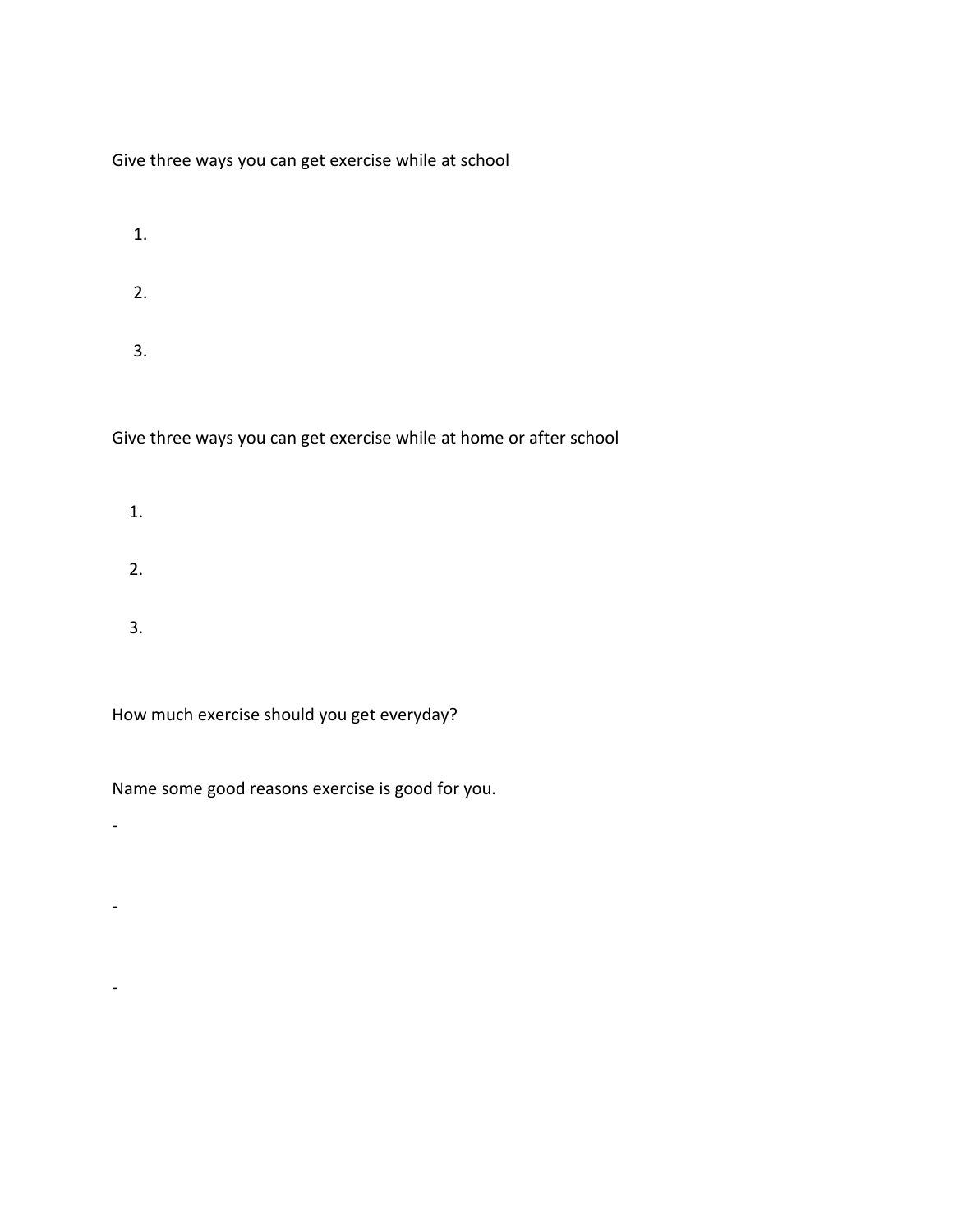Give three ways you can get exercise while at school

1.
2.
3.

Give three ways you can get exercise while at home or after school

1.
2.
3.

How much exercise should you get everyday?

Name some good reasons exercise is good for you.

-

-

-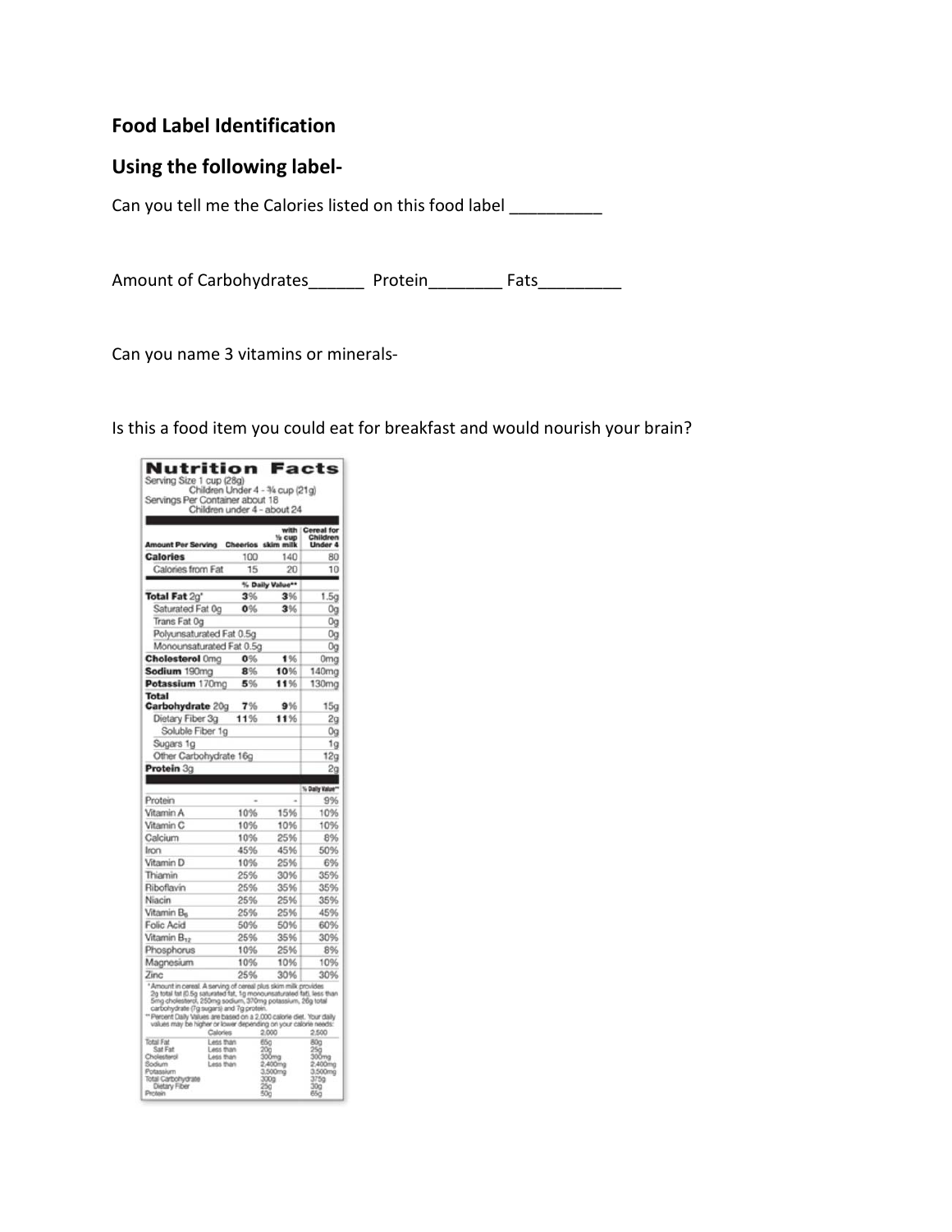## Food Label Identification

## Using the following label-

Can you tell me the Calories listed on this food label __________

Amount of Carbohydrates______ Protein________ Fats_________

Can you name 3 vitamins or minerals-

Is this a food item you could eat for breakfast and would nourish your brain?

**Nutrition Facts**

Serving Size 1 cup (28g)
Children Under 4 - ¾ cup (21g)
Servings Per Container about 18
Children under 4 - about 24

| Amount Per Serving | Cheerios | with ½ cup skim milk | Cereal for Children Under 4 |
|---|---|---|---|
| **Calories** | 100 | 140 | 80 |
| Calories from Fat | 15 | 20 | 10 |
| | % Daily Value** | | |
| **Total Fat** 2g* | 3% | 3% | 1.5g |
| Saturated Fat 0g | 0% | 3% | 0g |
| Trans Fat 0g | | | 0g |
| Polyunsaturated Fat 0.5g | | | 0g |
| Monounsaturated Fat 0.5g | | | 0g |
| **Cholesterol** 0mg | 0% | 1% | 0mg |
| **Sodium** 190mg | 8% | 10% | 140mg |
| **Potassium** 170mg | 5% | 11% | 130mg |
| **Total Carbohydrate** 20g | 7% | 9% | 15g |
| Dietary Fiber 3g | 11% | 11% | 2g |
| Soluble Fiber 1g | | | 0g |
| Sugars 1g | | | 1g |
| Other Carbohydrate 16g | | | 12g |
| **Protein** 3g | | | 2g |
| | | | % Daily Value** |
| Protein | - | - | 9% |
| Vitamin A | 10% | 15% | 10% |
| Vitamin C | 10% | 10% | 10% |
| Calcium | 10% | 25% | 8% |
| Iron | 45% | 45% | 50% |
| Vitamin D | 10% | 25% | 6% |
| Thiamin | 25% | 30% | 35% |
| Riboflavin | 25% | 35% | 35% |
| Niacin | 25% | 25% | 35% |
| Vitamin $B_6$ | 25% | 25% | 45% |
| Folic Acid | 50% | 50% | 60% |
| Vitamin $B_{12}$ | 25% | 35% | 30% |
| Phosphorus | 10% | 25% | 8% |
| Magnesium | 10% | 10% | 10% |
| Zinc | 25% | 30% | 30% |

*Amount in cereal. A serving of cereal plus skim milk provides 2g total fat (0.5g saturated fat, 1g monounsaturated fat), less than 5mg cholesterol, 250mg sodium, 370mg potassium, 26g total carbohydrate (7g sugars) and 7g protein.

**Percent Daily Values are based on a 2,000 calorie diet. Your daily values may be higher or lower depending on your calorie needs:

| | Calories | 2,000 | 2,500 |
|---|---|---|---|
| Total Fat | Less than | 65g | 80g |
| Sat Fat | Less than | 20g | 25g |
| Cholesterol | Less than | 300mg | 300mg |
| Sodium | Less than | 2,400mg | 2,400mg |
| Potassium | | 3,500mg | 3,500mg |
| Total Carbohydrate | | 300g | 375g |
| Dietary Fiber | | 25g | 30g |
| Protein | | 50g | 65g |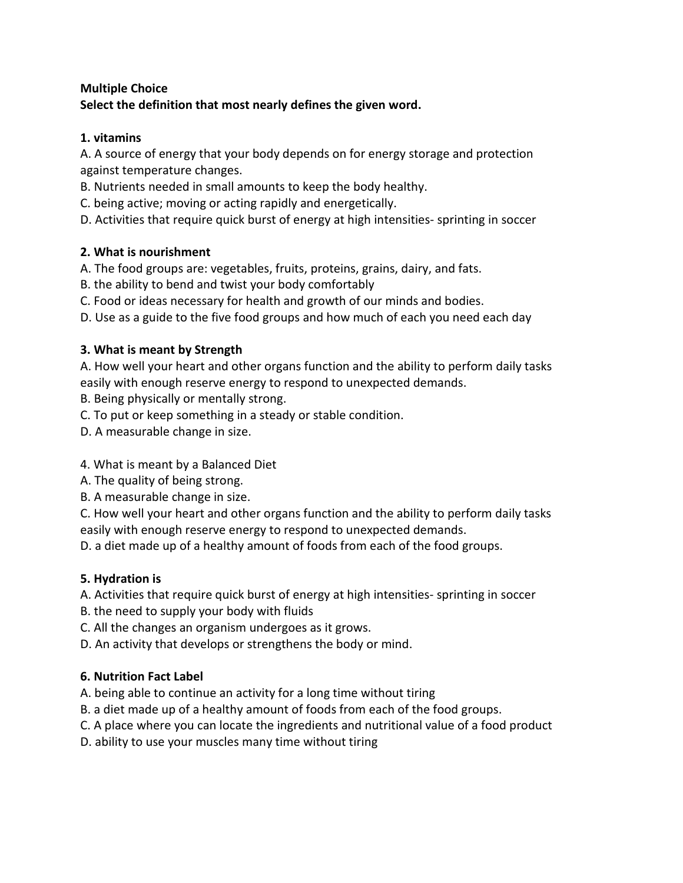**Multiple Choice**
**Select the definition that most nearly defines the given word.**

**1. vitamins**
A. A source of energy that your body depends on for energy storage and protection against temperature changes.
B. Nutrients needed in small amounts to keep the body healthy.
C. being active; moving or acting rapidly and energetically.
D. Activities that require quick burst of energy at high intensities- sprinting in soccer

**2. What is nourishment**
A. The food groups are: vegetables, fruits, proteins, grains, dairy, and fats.
B. the ability to bend and twist your body comfortably
C. Food or ideas necessary for health and growth of our minds and bodies.
D. Use as a guide to the five food groups and how much of each you need each day

**3. What is meant by Strength**
A. How well your heart and other organs function and the ability to perform daily tasks easily with enough reserve energy to respond to unexpected demands.
B. Being physically or mentally strong.
C. To put or keep something in a steady or stable condition.
D. A measurable change in size.

4. What is meant by a Balanced Diet
A. The quality of being strong.
B. A measurable change in size.
C. How well your heart and other organs function and the ability to perform daily tasks easily with enough reserve energy to respond to unexpected demands.
D. a diet made up of a healthy amount of foods from each of the food groups.

**5. Hydration is**
A. Activities that require quick burst of energy at high intensities- sprinting in soccer
B. the need to supply your body with fluids
C. All the changes an organism undergoes as it grows.
D. An activity that develops or strengthens the body or mind.

**6. Nutrition Fact Label**
A. being able to continue an activity for a long time without tiring
B. a diet made up of a healthy amount of foods from each of the food groups.
C. A place where you can locate the ingredients and nutritional value of a food product
D. ability to use your muscles many time without tiring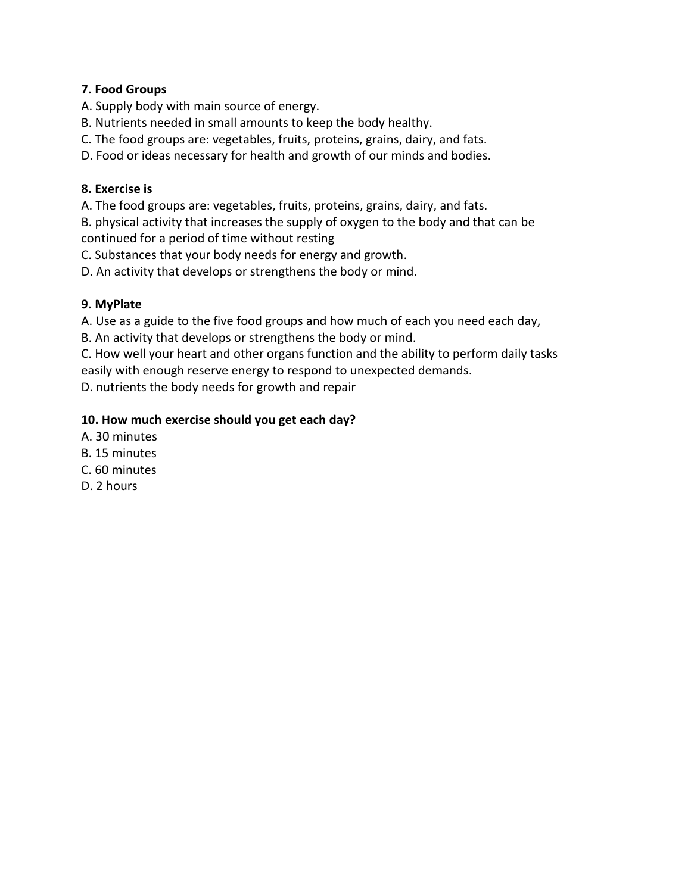**7. Food Groups**

A. Supply body with main source of energy.
B. Nutrients needed in small amounts to keep the body healthy.
C. The food groups are: vegetables, fruits, proteins, grains, dairy, and fats.
D. Food or ideas necessary for health and growth of our minds and bodies.

**8. Exercise is**

A. The food groups are: vegetables, fruits, proteins, grains, dairy, and fats.
B. physical activity that increases the supply of oxygen to the body and that can be continued for a period of time without resting
C. Substances that your body needs for energy and growth.
D. An activity that develops or strengthens the body or mind.

**9. MyPlate**

A. Use as a guide to the five food groups and how much of each you need each day,
B. An activity that develops or strengthens the body or mind.
C. How well your heart and other organs function and the ability to perform daily tasks easily with enough reserve energy to respond to unexpected demands.
D. nutrients the body needs for growth and repair

**10. How much exercise should you get each day?**

A. 30 minutes
B. 15 minutes
C. 60 minutes
D. 2 hours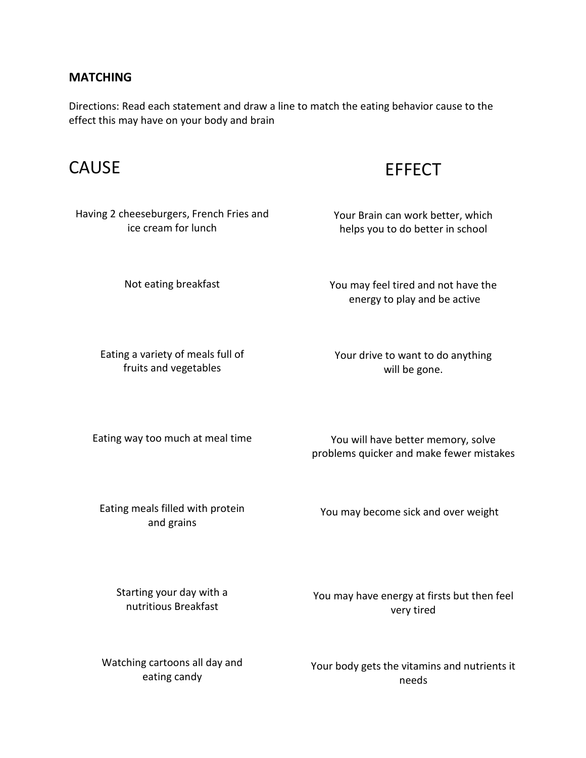**MATCHING**

Directions: Read each statement and draw a line to match the eating behavior cause to the effect this may have on your body and brain

| CAUSE | EFFECT |
|---|---|
| Having 2 cheeseburgers, French Fries and ice cream for lunch | Your Brain can work better, which helps you to do better in school |
| Not eating breakfast | You may feel tired and not have the energy to play and be active |
| Eating a variety of meals full of fruits and vegetables | Your drive to want to do anything will be gone. |
| Eating way too much at meal time | You will have better memory, solve problems quicker and make fewer mistakes |
| Eating meals filled with protein and grains | You may become sick and over weight |
| Starting your day with a nutritious Breakfast | You may have energy at firsts but then feel very tired |
| Watching cartoons all day and eating candy | Your body gets the vitamins and nutrients it needs |